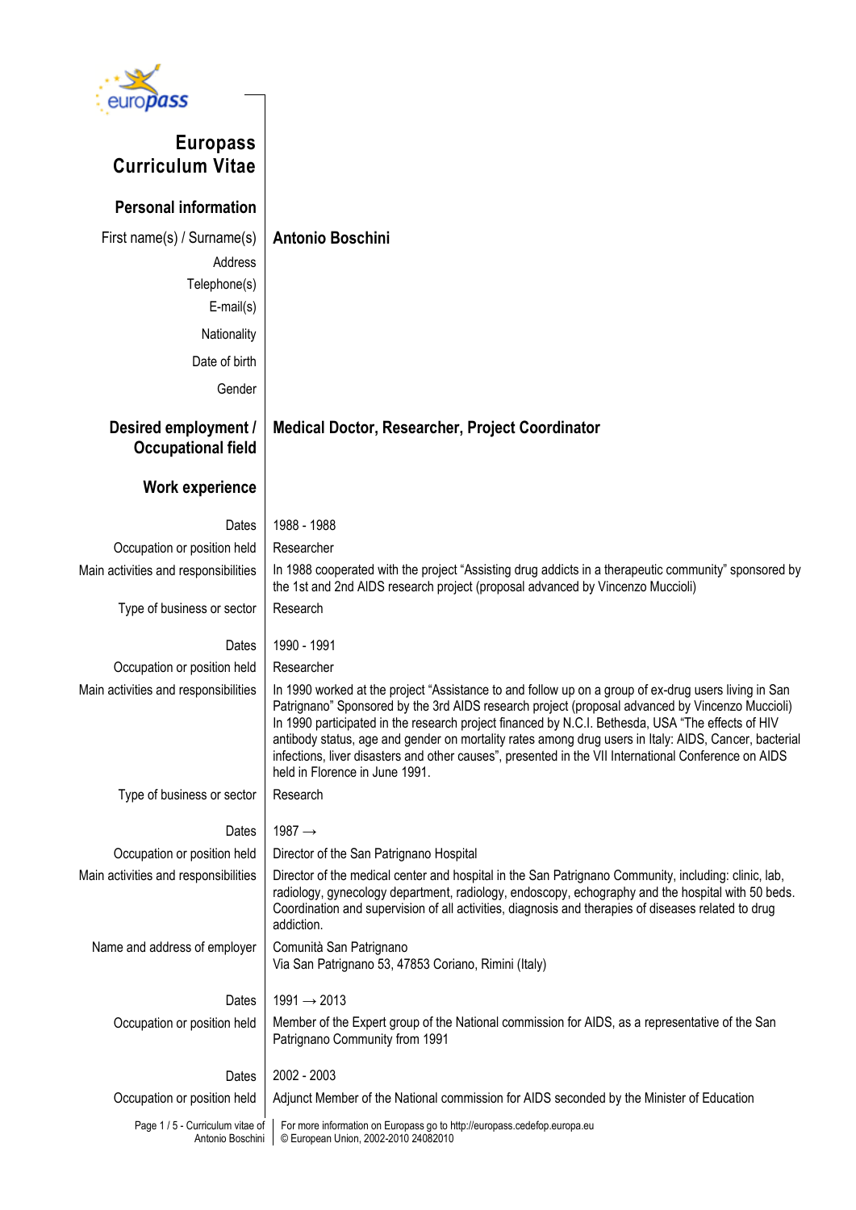# Europass Curriculum Vitae

## Personal information

| | |
|---|---|
| First name(s) / Surname(s) | **Antonio Boschini** |
| Address | |
| Telephone(s) | |
| E-mail(s) | |
| Nationality | |
| Date of birth | |
| Gender | |

## Desired employment / Occupational field

**Medical Doctor, Researcher, Project Coordinator**

## Work experience

| | |
|---|---|
| Dates | 1988 - 1988 |
| Occupation or position held | Researcher |
| Main activities and responsibilities | In 1988 cooperated with the project "Assisting drug addicts in a therapeutic community" sponsored by the 1st and 2nd AIDS research project (proposal advanced by Vincenzo Muccioli) |
| Type of business or sector | Research |

| | |
|---|---|
| Dates | 1990 - 1991 |
| Occupation or position held | Researcher |
| Main activities and responsibilities | In 1990 worked at the project "Assistance to and follow up on a group of ex-drug users living in San Patrignano" Sponsored by the 3rd AIDS research project (proposal advanced by Vincenzo Muccioli) In 1990 participated in the research project financed by N.C.I. Bethesda, USA "The effects of HIV antibody status, age and gender on mortality rates among drug users in Italy: AIDS, Cancer, bacterial infections, liver disasters and other causes", presented in the VII International Conference on AIDS held in Florence in June 1991. |
| Type of business or sector | Research |

| | |
|---|---|
| Dates | 1987 → |
| Occupation or position held | Director of the San Patrignano Hospital |
| Main activities and responsibilities | Director of the medical center and hospital in the San Patrignano Community, including: clinic, lab, radiology, gynecology department, radiology, endoscopy, echography and the hospital with 50 beds. Coordination and supervision of all activities, diagnosis and therapies of diseases related to drug addiction. |
| Name and address of employer | Comunità San Patrignano<br>Via San Patrignano 53, 47853 Coriano, Rimini (Italy) |

| | |
|---|---|
| Dates | 1991 → 2013 |
| Occupation or position held | Member of the Expert group of the National commission for AIDS, as a representative of the San Patrignano Community from 1991 |

| | |
|---|---|
| Dates | 2002 - 2003 |
| Occupation or position held | Adjunct Member of the National commission for AIDS seconded by the Minister of Education |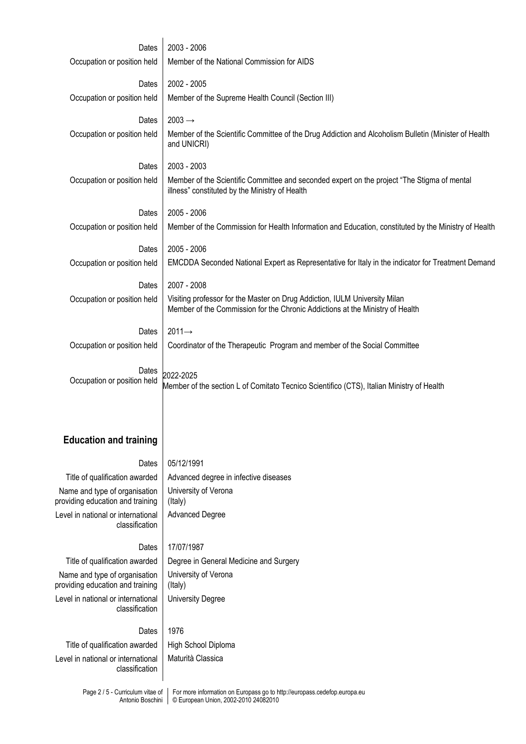| | |
|---|---|
| Dates | 2003 - 2006 |
| Occupation or position held | Member of the National Commission for AIDS |
| Dates | 2002 - 2005 |
| Occupation or position held | Member of the Supreme Health Council (Section III) |
| Dates | 2003 → |
| Occupation or position held | Member of the Scientific Committee of the Drug Addiction and Alcoholism Bulletin (Minister of Health and UNICRI) |
| Dates | 2003 - 2003 |
| Occupation or position held | Member of the Scientific Committee and seconded expert on the project "The Stigma of mental illness" constituted by the Ministry of Health |
| Dates | 2005 - 2006 |
| Occupation or position held | Member of the Commission for Health Information and Education, constituted by the Ministry of Health |
| Dates | 2005 - 2006 |
| Occupation or position held | EMCDDA Seconded National Expert as Representative for Italy in the indicator for Treatment Demand |
| Dates | 2007 - 2008 |
| Occupation or position held | Visiting professor for the Master on Drug Addiction, IULM University Milan<br>Member of the Commission for the Chronic Addictions at the Ministry of Health |
| Dates | 2011→ |
| Occupation or position held | Coordinator of the Therapeutic Program and member of the Social Committee |
| Dates | 2022-2025 |
| Occupation or position held | Member of the section L of Comitato Tecnico Scientifico (CTS), Italian Ministry of Health |

## Education and training

| | |
|---|---|
| Dates | 05/12/1991 |
| Title of qualification awarded | Advanced degree in infective diseases |
| Name and type of organisation providing education and training | University of Verona (Italy) |
| Level in national or international classification | Advanced Degree |
| Dates | 17/07/1987 |
| Title of qualification awarded | Degree in General Medicine and Surgery |
| Name and type of organisation providing education and training | University of Verona (Italy) |
| Level in national or international classification | University Degree |
| Dates | 1976 |
| Title of qualification awarded | High School Diploma |
| Level in national or international classification | Maturità Classica |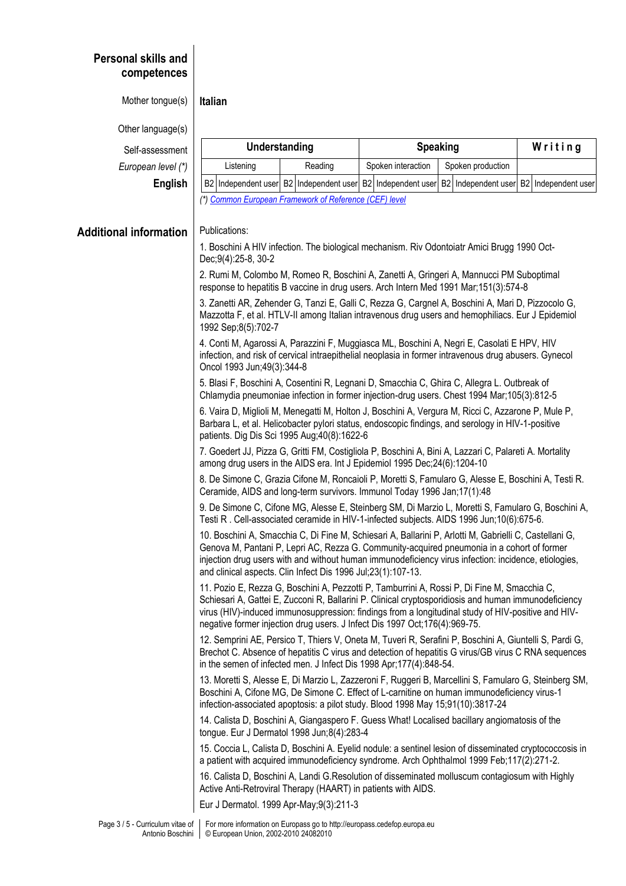## Personal skills and competences

Mother tongue(s) **Italian**

Other language(s)

| Self-assessment | Understanding | | Speaking | | Writing |
|---|---|---|---|---|---|
| *European level (\*)* | Listening | Reading | Spoken interaction | Spoken production | |
| **English** | B2 Independent user | B2 Independent user | B2 Independent user | B2 Independent user | B2 Independent user |

*(\*) Common European Framework of Reference (CEF) level*

## Additional information

Publications:

1. Boschini A HIV infection. The biological mechanism. Riv Odontoiatr Amici Brugg 1990 Oct-Dec;9(4):25-8, 30-2
2. Rumi M, Colombo M, Romeo R, Boschini A, Zanetti A, Gringeri A, Mannucci PM Suboptimal response to hepatitis B vaccine in drug users. Arch Intern Med 1991 Mar;151(3):574-8
3. Zanetti AR, Zehender G, Tanzi E, Galli C, Rezza G, Cargnel A, Boschini A, Mari D, Pizzocolo G, Mazzotta F, et al. HTLV-II among Italian intravenous drug users and hemophiliacs. Eur J Epidemiol 1992 Sep;8(5):702-7
4. Conti M, Agarossi A, Parazzini F, Muggiasca ML, Boschini A, Negri E, Casolati E HPV, HIV infection, and risk of cervical intraepithelial neoplasia in former intravenous drug abusers. Gynecol Oncol 1993 Jun;49(3):344-8
5. Blasi F, Boschini A, Cosentini R, Legnani D, Smacchia C, Ghira C, Allegra L. Outbreak of Chlamydia pneumoniae infection in former injection-drug users. Chest 1994 Mar;105(3):812-5
6. Vaira D, Miglioli M, Menegatti M, Holton J, Boschini A, Vergura M, Ricci C, Azzarone P, Mule P, Barbara L, et al. Helicobacter pylori status, endoscopic findings, and serology in HIV-1-positive patients. Dig Dis Sci 1995 Aug;40(8):1622-6
7. Goedert JJ, Pizza G, Gritti FM, Costigliola P, Boschini A, Bini A, Lazzari C, Palareti A. Mortality among drug users in the AIDS era. Int J Epidemiol 1995 Dec;24(6):1204-10
8. De Simone C, Grazia Cifone M, Roncaioli P, Moretti S, Famularo G, Alesse E, Boschini A, Testi R. Ceramide, AIDS and long-term survivors. Immunol Today 1996 Jan;17(1):48
9. De Simone C, Cifone MG, Alesse E, Steinberg SM, Di Marzio L, Moretti S, Famularo G, Boschini A, Testi R . Cell-associated ceramide in HIV-1-infected subjects. AIDS 1996 Jun;10(6):675-6.
10. Boschini A, Smacchia C, Di Fine M, Schiesari A, Ballarini P, Arlotti M, Gabrielli C, Castellani G, Genova M, Pantani P, Lepri AC, Rezza G. Community-acquired pneumonia in a cohort of former injection drug users with and without human immunodeficiency virus infection: incidence, etiologies, and clinical aspects. Clin Infect Dis 1996 Jul;23(1):107-13.
11. Pozio E, Rezza G, Boschini A, Pezzotti P, Tamburrini A, Rossi P, Di Fine M, Smacchia C, Schiesari A, Gattei E, Zucconi R, Ballarini P. Clinical cryptosporidiosis and human immunodeficiency virus (HIV)-induced immunosuppression: findings from a longitudinal study of HIV-positive and HIV-negative former injection drug users. J Infect Dis 1997 Oct;176(4):969-75.
12. Semprini AE, Persico T, Thiers V, Oneta M, Tuveri R, Serafini P, Boschini A, Giuntelli S, Pardi G, Brechot C. Absence of hepatitis C virus and detection of hepatitis G virus/GB virus C RNA sequences in the semen of infected men. J Infect Dis 1998 Apr;177(4):848-54.
13. Moretti S, Alesse E, Di Marzio L, Zazzeroni F, Ruggeri B, Marcellini S, Famularo G, Steinberg SM, Boschini A, Cifone MG, De Simone C. Effect of L-carnitine on human immunodeficiency virus-1 infection-associated apoptosis: a pilot study. Blood 1998 May 15;91(10):3817-24
14. Calista D, Boschini A, Giangaspero F. Guess What! Localised bacillary angiomatosis of the tongue. Eur J Dermatol 1998 Jun;8(4):283-4
15. Coccia L, Calista D, Boschini A. Eyelid nodule: a sentinel lesion of disseminated cryptococcosis in a patient with acquired immunodeficiency syndrome. Arch Ophthalmol 1999 Feb;117(2):271-2.
16. Calista D, Boschini A, Landi G.Resolution of disseminated molluscum contagiosum with Highly Active Anti-Retroviral Therapy (HAART) in patients with AIDS.

Eur J Dermatol. 1999 Apr-May;9(3):211-3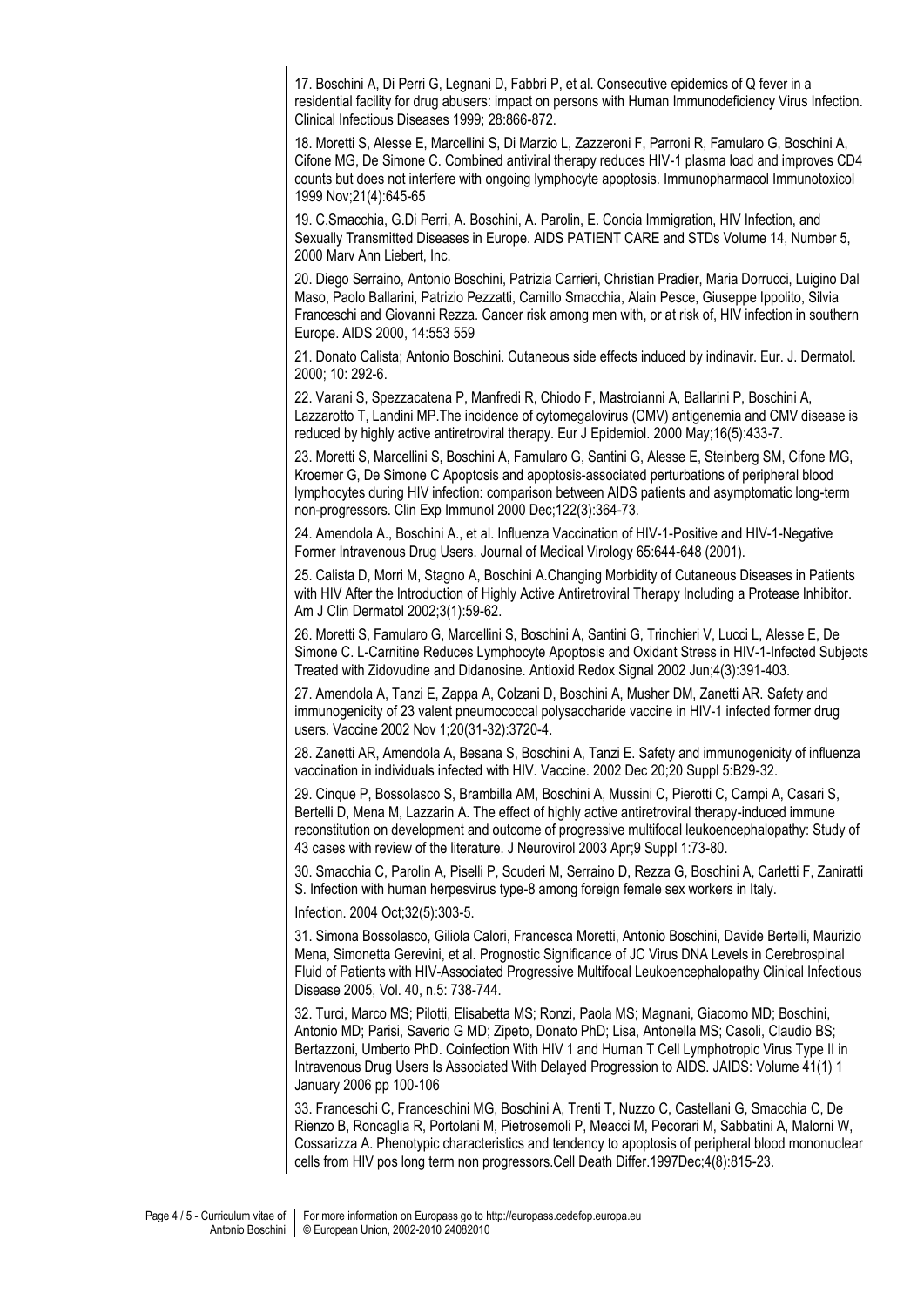17. Boschini A, Di Perri G, Legnani D, Fabbri P, et al. Consecutive epidemics of Q fever in a residential facility for drug abusers: impact on persons with Human Immunodeficiency Virus Infection. Clinical Infectious Diseases 1999; 28:866-872.

18. Moretti S, Alesse E, Marcellini S, Di Marzio L, Zazzeroni F, Parroni R, Famularo G, Boschini A, Cifone MG, De Simone C. Combined antiviral therapy reduces HIV-1 plasma load and improves CD4 counts but does not interfere with ongoing lymphocyte apoptosis. Immunopharmacol Immunotoxicol 1999 Nov;21(4):645-65

19. C.Smacchia, G.Di Perri, A. Boschini, A. Parolin, E. Concia Immigration, HIV Infection, and Sexually Transmitted Diseases in Europe. AIDS PATIENT CARE and STDs Volume 14, Number 5, 2000 Marv Ann Liebert, Inc.

20. Diego Serraino, Antonio Boschini, Patrizia Carrieri, Christian Pradier, Maria Dorrucci, Luigino Dal Maso, Paolo Ballarini, Patrizio Pezzatti, Camillo Smacchia, Alain Pesce, Giuseppe Ippolito, Silvia Franceschi and Giovanni Rezza. Cancer risk among men with, or at risk of, HIV infection in southern Europe. AIDS 2000, 14:553 559

21. Donato Calista; Antonio Boschini. Cutaneous side effects induced by indinavir. Eur. J. Dermatol. 2000; 10: 292-6.

22. Varani S, Spezzacatena P, Manfredi R, Chiodo F, Mastroianni A, Ballarini P, Boschini A, Lazzarotto T, Landini MP.The incidence of cytomegalovirus (CMV) antigenemia and CMV disease is reduced by highly active antiretroviral therapy. Eur J Epidemiol. 2000 May;16(5):433-7.

23. Moretti S, Marcellini S, Boschini A, Famularo G, Santini G, Alesse E, Steinberg SM, Cifone MG, Kroemer G, De Simone C Apoptosis and apoptosis-associated perturbations of peripheral blood lymphocytes during HIV infection: comparison between AIDS patients and asymptomatic long-term non-progressors. Clin Exp Immunol 2000 Dec;122(3):364-73.

24. Amendola A., Boschini A., et al. Influenza Vaccination of HIV-1-Positive and HIV-1-Negative Former Intravenous Drug Users. Journal of Medical Virology 65:644-648 (2001).

25. Calista D, Morri M, Stagno A, Boschini A.Changing Morbidity of Cutaneous Diseases in Patients with HIV After the Introduction of Highly Active Antiretroviral Therapy Including a Protease Inhibitor. Am J Clin Dermatol 2002;3(1):59-62.

26. Moretti S, Famularo G, Marcellini S, Boschini A, Santini G, Trinchieri V, Lucci L, Alesse E, De Simone C. L-Carnitine Reduces Lymphocyte Apoptosis and Oxidant Stress in HIV-1-Infected Subjects Treated with Zidovudine and Didanosine. Antioxid Redox Signal 2002 Jun;4(3):391-403.

27. Amendola A, Tanzi E, Zappa A, Colzani D, Boschini A, Musher DM, Zanetti AR. Safety and immunogenicity of 23 valent pneumococcal polysaccharide vaccine in HIV-1 infected former drug users. Vaccine 2002 Nov 1;20(31-32):3720-4.

28. Zanetti AR, Amendola A, Besana S, Boschini A, Tanzi E. Safety and immunogenicity of influenza vaccination in individuals infected with HIV. Vaccine. 2002 Dec 20;20 Suppl 5:B29-32.

29. Cinque P, Bossolasco S, Brambilla AM, Boschini A, Mussini C, Pierotti C, Campi A, Casari S, Bertelli D, Mena M, Lazzarin A. The effect of highly active antiretroviral therapy-induced immune reconstitution on development and outcome of progressive multifocal leukoencephalopathy: Study of 43 cases with review of the literature. J Neurovirol 2003 Apr;9 Suppl 1:73-80.

30. Smacchia C, Parolin A, Piselli P, Scuderi M, Serraino D, Rezza G, Boschini A, Carletti F, Zaniratti S. Infection with human herpesvirus type-8 among foreign female sex workers in Italy.

Infection. 2004 Oct;32(5):303-5.

31. Simona Bossolasco, Giliola Calori, Francesca Moretti, Antonio Boschini, Davide Bertelli, Maurizio Mena, Simonetta Gerevini, et al. Prognostic Significance of JC Virus DNA Levels in Cerebrospinal Fluid of Patients with HIV-Associated Progressive Multifocal Leukoencephalopathy Clinical Infectious Disease 2005, Vol. 40, n.5: 738-744.

32. Turci, Marco MS; Pilotti, Elisabetta MS; Ronzi, Paola MS; Magnani, Giacomo MD; Boschini, Antonio MD; Parisi, Saverio G MD; Zipeto, Donato PhD; Lisa, Antonella MS; Casoli, Claudio BS; Bertazzoni, Umberto PhD. Coinfection With HIV 1 and Human T Cell Lymphotropic Virus Type II in Intravenous Drug Users Is Associated With Delayed Progression to AIDS. JAIDS: Volume 41(1) 1 January 2006 pp 100-106

33. Franceschi C, Franceschini MG, Boschini A, Trenti T, Nuzzo C, Castellani G, Smacchia C, De Rienzo B, Roncaglia R, Portolani M, Pietrosemoli P, Meacci M, Pecorari M, Sabbatini A, Malorni W, Cossarizza A. Phenotypic characteristics and tendency to apoptosis of peripheral blood mononuclear cells from HIV pos long term non progressors.Cell Death Differ.1997Dec;4(8):815-23.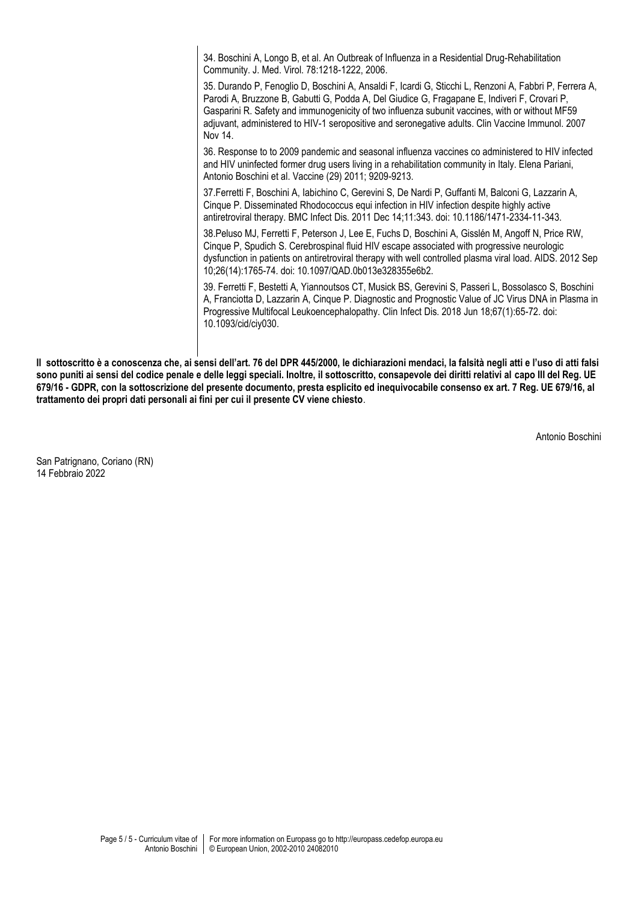34. Boschini A, Longo B, et al. An Outbreak of Influenza in a Residential Drug-Rehabilitation Community. J. Med. Virol. 78:1218-1222, 2006.

35. Durando P, Fenoglio D, Boschini A, Ansaldi F, Icardi G, Sticchi L, Renzoni A, Fabbri P, Ferrera A, Parodi A, Bruzzone B, Gabutti G, Podda A, Del Giudice G, Fragapane E, Indiveri F, Crovari P, Gasparini R. Safety and immunogenicity of two influenza subunit vaccines, with or without MF59 adjuvant, administered to HIV-1 seropositive and seronegative adults. Clin Vaccine Immunol. 2007 Nov 14.

36. Response to to 2009 pandemic and seasonal influenza vaccines co administered to HIV infected and HIV uninfected former drug users living in a rehabilitation community in Italy. Elena Pariani, Antonio Boschini et al. Vaccine (29) 2011; 9209-9213.

37.Ferretti F, Boschini A, Iabichino C, Gerevini S, De Nardi P, Guffanti M, Balconi G, Lazzarin A, Cinque P. Disseminated Rhodococcus equi infection in HIV infection despite highly active antiretroviral therapy. BMC Infect Dis. 2011 Dec 14;11:343. doi: 10.1186/1471-2334-11-343.

38.Peluso MJ, Ferretti F, Peterson J, Lee E, Fuchs D, Boschini A, Gisslén M, Angoff N, Price RW, Cinque P, Spudich S. Cerebrospinal fluid HIV escape associated with progressive neurologic dysfunction in patients on antiretroviral therapy with well controlled plasma viral load. AIDS. 2012 Sep 10;26(14):1765-74. doi: 10.1097/QAD.0b013e328355e6b2.

39. Ferretti F, Bestetti A, Yiannoutsos CT, Musick BS, Gerevini S, Passeri L, Bossolasco S, Boschini A, Franciotta D, Lazzarin A, Cinque P. Diagnostic and Prognostic Value of JC Virus DNA in Plasma in Progressive Multifocal Leukoencephalopathy. Clin Infect Dis. 2018 Jun 18;67(1):65-72. doi: 10.1093/cid/ciy030.

**Il sottoscritto è a conoscenza che, ai sensi dell'art. 76 del DPR 445/2000, le dichiarazioni mendaci, la falsità negli atti e l'uso di atti falsi sono puniti ai sensi del codice penale e delle leggi speciali. Inoltre, il sottoscritto, consapevole dei diritti relativi al capo III del Reg. UE 679/16 - GDPR, con la sottoscrizione del presente documento, presta esplicito ed inequivocabile consenso ex art. 7 Reg. UE 679/16, al trattamento dei propri dati personali ai fini per cui il presente CV viene chiesto**.

Antonio Boschini

San Patrignano, Coriano (RN)
14 Febbraio 2022